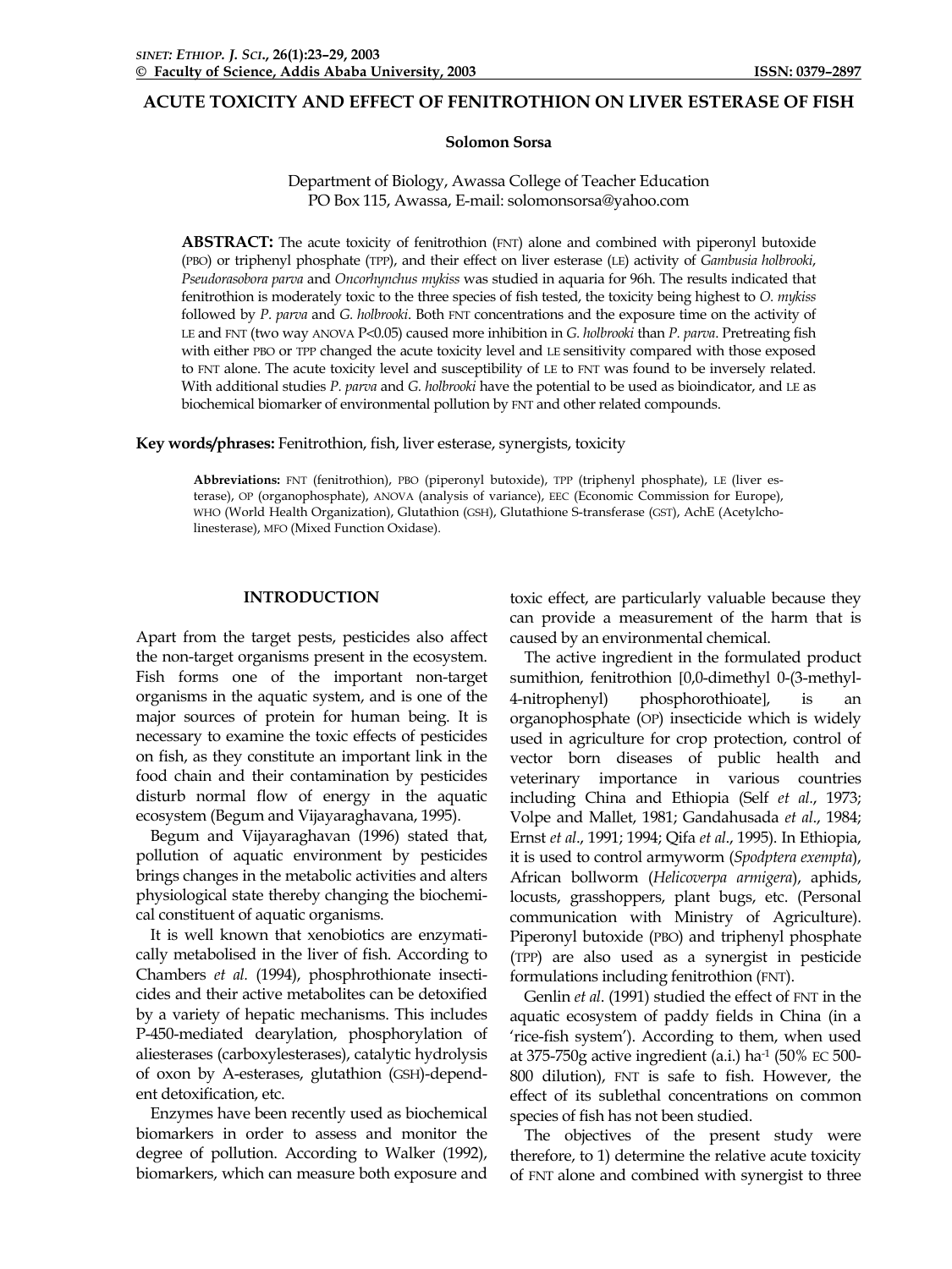# ACUTE TOXICITY AND EFFECT OF FENITROTHION ON LIVER ESTERASE OF FISH

**Solomon Sorsa**

Department of Biology, Awassa College of Teacher Education
PO Box 115, Awassa, E-mail: solomonsorsa@yahoo.com

**ABSTRACT:** The acute toxicity of fenitrothion (FNT) alone and combined with piperonyl butoxide (PBO) or triphenyl phosphate (TPP), and their effect on liver esterase (LE) activity of *Gambusia holbrooki*, *Pseudorasobora parva* and *Oncorhynchus mykiss* was studied in aquaria for 96h. The results indicated that fenitrothion is moderately toxic to the three species of fish tested, the toxicity being highest to *O. mykiss* followed by *P. parva* and *G. holbrooki*. Both FNT concentrations and the exposure time on the activity of LE and FNT (two way ANOVA $P<0.05$) caused more inhibition in *G. holbrooki* than *P. parva*. Pretreating fish with either PBO or TPP changed the acute toxicity level and LE sensitivity compared with those exposed to FNT alone. The acute toxicity level and susceptibility of LE to FNT was found to be inversely related. With additional studies *P. parva* and *G. holbrooki* have the potential to be used as bioindicator, and LE as biochemical biomarker of environmental pollution by FNT and other related compounds.

**Key words/phrases:** Fenitrothion, fish, liver esterase, synergists, toxicity

**Abbreviations:** FNT (fenitrothion), PBO (piperonyl butoxide), TPP (triphenyl phosphate), LE (liver esterase), OP (organophosphate), ANOVA (analysis of variance), EEC (Economic Commission for Europe), WHO (World Health Organization), Glutathion (GSH), Glutathione S-transferase (GST), AchE (Acetylcholinesterase), MFO (Mixed Function Oxidase).

## INTRODUCTION

Apart from the target pests, pesticides also affect the non-target organisms present in the ecosystem. Fish forms one of the important non-target organisms in the aquatic system, and is one of the major sources of protein for human being. It is necessary to examine the toxic effects of pesticides on fish, as they constitute an important link in the food chain and their contamination by pesticides disturb normal flow of energy in the aquatic ecosystem (Begum and Vijayaraghavana, 1995).

Begum and Vijayaraghavan (1996) stated that, pollution of aquatic environment by pesticides brings changes in the metabolic activities and alters physiological state thereby changing the biochemical constituent of aquatic organisms.

It is well known that xenobiotics are enzymatically metabolised in the liver of fish. According to Chambers *et al.* (1994), phosphrothionate insecticides and their active metabolites can be detoxified by a variety of hepatic mechanisms. This includes P-450-mediated dearylation, phosphorylation of aliesterases (carboxylesterases), catalytic hydrolysis of oxon by A-esterases, glutathion (GSH)-dependent detoxification, etc.

Enzymes have been recently used as biochemical biomarkers in order to assess and monitor the degree of pollution. According to Walker (1992), biomarkers, which can measure both exposure and toxic effect, are particularly valuable because they can provide a measurement of the harm that is caused by an environmental chemical.

The active ingredient in the formulated product sumithion, fenitrothion [0,0-dimethyl 0-(3-methyl-4-nitrophenyl) phosphorothioate], is an organophosphate (OP) insecticide which is widely used in agriculture for crop protection, control of vector born diseases of public health and veterinary importance in various countries including China and Ethiopia (Self *et al.*, 1973; Volpe and Mallet, 1981; Gandahusada *et al.*, 1984; Ernst *et al.*, 1991; 1994; Qifa *et al.*, 1995). In Ethiopia, it is used to control armyworm (*Spodptera exempta*), African bollworm (*Helicoverpa armigera*), aphids, locusts, grasshoppers, plant bugs, etc. (Personal communication with Ministry of Agriculture). Piperonyl butoxide (PBO) and triphenyl phosphate (TPP) are also used as a synergist in pesticide formulations including fenitrothion (FNT).

Genlin *et al.* (1991) studied the effect of FNT in the aquatic ecosystem of paddy fields in China (in a 'rice-fish system'). According to them, when used at 375-750g active ingredient (a.i.) $ha^{-1}$ (50% EC 500-800 dilution), FNT is safe to fish. However, the effect of its sublethal concentrations on common species of fish has not been studied.

The objectives of the present study were therefore, to 1) determine the relative acute toxicity of FNT alone and combined with synergist to three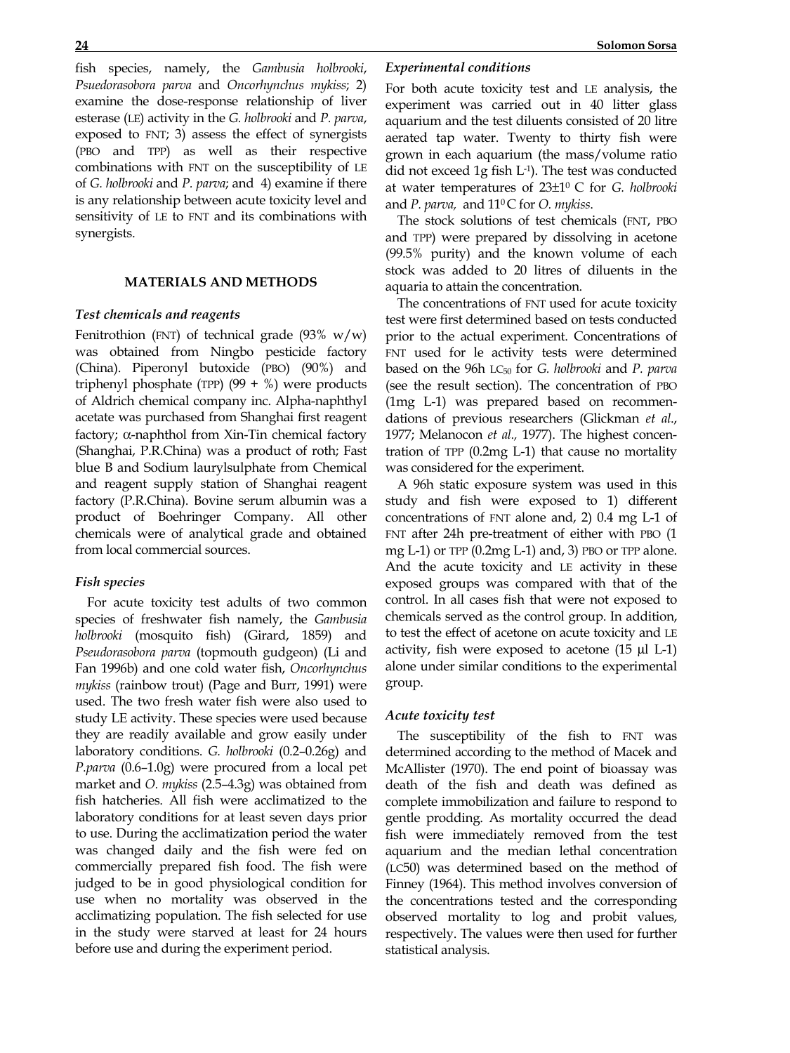fish species, namely, the *Gambusia holbrooki*, *Psuedorasobora parva* and *Oncorhynchus mykiss*; 2) examine the dose-response relationship of liver esterase (LE) activity in the *G. holbrooki* and *P. parva*, exposed to FNT; 3) assess the effect of synergists (PBO and TPP) as well as their respective combinations with FNT on the susceptibility of LE of *G. holbrooki* and *P. parva*; and 4) examine if there is any relationship between acute toxicity level and sensitivity of LE to FNT and its combinations with synergists.

## MATERIALS AND METHODS

### *Test chemicals and reagents*

Fenitrothion (FNT) of technical grade (93% w/w) was obtained from Ningbo pesticide factory (China). Piperonyl butoxide (PBO) (90%) and triphenyl phosphate (TPP) (99 + %) were products of Aldrich chemical company inc. Alpha-naphthyl acetate was purchased from Shanghai first reagent factory; α-naphthol from Xin-Tin chemical factory (Shanghai, P.R.China) was a product of roth; Fast blue B and Sodium laurylsulphate from Chemical and reagent supply station of Shanghai reagent factory (P.R.China). Bovine serum albumin was a product of Boehringer Company. All other chemicals were of analytical grade and obtained from local commercial sources.

### *Fish species*

For acute toxicity test adults of two common species of freshwater fish namely, the *Gambusia holbrooki* (mosquito fish) (Girard, 1859) and *Pseudorasobora parva* (topmouth gudgeon) (Li and Fan 1996b) and one cold water fish, *Oncorhynchus mykiss* (rainbow trout) (Page and Burr, 1991) were used. The two fresh water fish were also used to study LE activity. These species were used because they are readily available and grow easily under laboratory conditions. *G. holbrooki* (0.2–0.26g) and *P.parva* (0.6–1.0g) were procured from a local pet market and *O. mykiss* (2.5–4.3g) was obtained from fish hatcheries. All fish were acclimatized to the laboratory conditions for at least seven days prior to use. During the acclimatization period the water was changed daily and the fish were fed on commercially prepared fish food. The fish were judged to be in good physiological condition for use when no mortality was observed in the acclimatizing population. The fish selected for use in the study were starved at least for 24 hours before use and during the experiment period.

### *Experimental conditions*

For both acute toxicity test and LE analysis, the experiment was carried out in 40 litter glass aquarium and the test diluents consisted of 20 litre aerated tap water. Twenty to thirty fish were grown in each aquarium (the mass/volume ratio did not exceed 1g fish $L^{-1}$). The test was conducted at water temperatures of $23\pm1^0$ C for *G. holbrooki* and *P. parva,* and $11^0$ C for *O. mykiss*.

The stock solutions of test chemicals (FNT, PBO and TPP) were prepared by dissolving in acetone (99.5% purity) and the known volume of each stock was added to 20 litres of diluents in the aquaria to attain the concentration.

The concentrations of FNT used for acute toxicity test were first determined based on tests conducted prior to the actual experiment. Concentrations of FNT used for le activity tests were determined based on the 96h $LC_{50}$ for *G. holbrooki* and *P. parva* (see the result section). The concentration of PBO (1mg L-1) was prepared based on recommendations of previous researchers (Glickman *et al.*, 1977; Melanocon *et al.,* 1977). The highest concentration of TPP (0.2mg L-1) that cause no mortality was considered for the experiment.

A 96h static exposure system was used in this study and fish were exposed to 1) different concentrations of FNT alone and, 2) 0.4 mg L-1 of FNT after 24h pre-treatment of either with PBO (1 mg L-1) or TPP (0.2mg L-1) and, 3) PBO or TPP alone. And the acute toxicity and LE activity in these exposed groups was compared with that of the control. In all cases fish that were not exposed to chemicals served as the control group. In addition, to test the effect of acetone on acute toxicity and LE activity, fish were exposed to acetone (15 µl L-1) alone under similar conditions to the experimental group.

### *Acute toxicity test*

The susceptibility of the fish to FNT was determined according to the method of Macek and McAllister (1970). The end point of bioassay was death of the fish and death was defined as complete immobilization and failure to respond to gentle prodding. As mortality occurred the dead fish were immediately removed from the test aquarium and the median lethal concentration (LC50) was determined based on the method of Finney (1964). This method involves conversion of the concentrations tested and the corresponding observed mortality to log and probit values, respectively. The values were then used for further statistical analysis.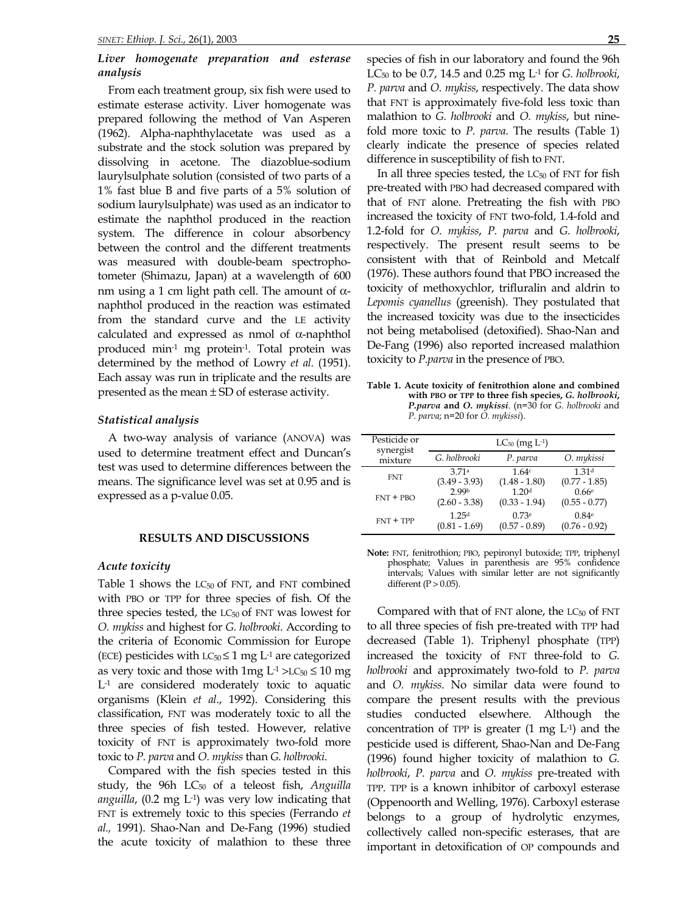### *Liver homogenate preparation and esterase analysis*

From each treatment group, six fish were used to estimate esterase activity. Liver homogenate was prepared following the method of Van Asperen (1962). Alpha-naphthylacetate was used as a substrate and the stock solution was prepared by dissolving in acetone. The diazoblue-sodium laurylsulphate solution (consisted of two parts of a 1% fast blue B and five parts of a 5% solution of sodium laurylsulphate) was used as an indicator to estimate the naphthol produced in the reaction system. The difference in colour absorbency between the control and the different treatments was measured with double-beam spectrophotometer (Shimazu, Japan) at a wavelength of 600 nm using a 1 cm light path cell. The amount of α-naphthol produced in the reaction was estimated from the standard curve and the LE activity calculated and expressed as nmol of α-naphthol produced $min^{-1}$ mg $protein^{-1}$. Total protein was determined by the method of Lowry *et al.* (1951). Each assay was run in triplicate and the results are presented as the mean ± SD of esterase activity.

### *Statistical analysis*

A two-way analysis of variance (ANOVA) was used to determine treatment effect and Duncan's test was used to determine differences between the means. The significance level was set at 0.95 and is expressed as a p-value 0.05.

## RESULTS AND DISCUSSIONS

### *Acute toxicity*

Table 1 shows the $LC_{50}$ of FNT, and FNT combined with PBO or TPP for three species of fish. Of the three species tested, the $LC_{50}$ of FNT was lowest for *O. mykiss* and highest for *G. holbrooki*. According to the criteria of Economic Commission for Europe (ECE) pesticides with $LC_{50} \leq 1$ mg $L^{-1}$ are categorized as very toxic and those with 1mg $L^{-1} > LC_{50} \leq 10$ mg $L^{-1}$ are considered moderately toxic to aquatic organisms (Klein *et al*., 1992). Considering this classification, FNT was moderately toxic to all the three species of fish tested. However, relative toxicity of FNT is approximately two-fold more toxic to *P. parva* and *O. mykiss* than *G. holbrooki*.

Compared with the fish species tested in this study, the 96h $LC_{50}$ of a teleost fish, *Anguilla anguilla*, (0.2 mg $L^{-1}$) was very low indicating that FNT is extremely toxic to this species (Ferrando *et al.,* 1991). Shao-Nan and De-Fang (1996) studied the acute toxicity of malathion to these three species of fish in our laboratory and found the 96h $LC_{50}$ to be 0.7, 14.5 and 0.25 mg $L^{-1}$ for *G. holbrooki*, *P. parva* and *O. mykiss*, respectively. The data show that FNT is approximately five-fold less toxic than malathion to *G. holbrooki* and *O. mykiss*, but nine-fold more toxic to *P. parva*. The results (Table 1) clearly indicate the presence of species related difference in susceptibility of fish to FNT.

In all three species tested, the $LC_{50}$ of FNT for fish pre-treated with PBO had decreased compared with that of FNT alone. Pretreating the fish with PBO increased the toxicity of FNT two-fold, 1.4-fold and 1.2-fold for *O. mykiss*, *P. parva* and *G. holbrooki*, respectively. The present result seems to be consistent with that of Reinbold and Metcalf (1976). These authors found that PBO increased the toxicity of methoxychlor, trifluralin and aldrin to *Lepomis cyanellus* (greenish). They postulated that the increased toxicity was due to the insecticides not being metabolised (detoxified). Shao-Nan and De-Fang (1996) also reported increased malathion toxicity to *P.parva* in the presence of PBO.

**Table 1. Acute toxicity of fenitrothion alone and combined with PBO or TPP to three fish species, *G. holbrooki*, *P.parva* and *O. mykissi*.** (n=30 for *G. holbrooki* and *P. parva*; n=20 for *O. mykissi*).

| Pesticide or synergist mixture | $LC_{50}$ (mg $L^{-1}$) | | |
|---|---|---|---|
| | *G. holbrooki* | *P. parva* | *O. mykissi* |
| FNT | 3.71[a] (3.49 - 3.93) | 1.64[c] (1.48 - 1.80) | 1.31[d] (0.77 - 1.85) |
| FNT + PBO | 2.99[b] (2.60 - 3.38) | 1.20[d] (0.33 - 1.94) | 0.66[e] (0.55 - 0.77) |
| FNT + TPP | 1.25[d] (0.81 - 1.69) | 0.73[e] (0.57 - 0.89) | 0.84[e] (0.76 - 0.92) |

**Note:** FNT, fenitrothion; PBO, pepironyl butoxide; TPP, triphenyl phosphate; Values in parenthesis are 95% confidence intervals; Values with similar letter are not significantly different ($P > 0.05$).

Compared with that of FNT alone, the $LC_{50}$ of FNT to all three species of fish pre-treated with TPP had decreased (Table 1). Triphenyl phosphate (TPP) increased the toxicity of FNT three-fold to *G. holbrooki* and approximately two-fold to *P. parva* and *O. mykiss*. No similar data were found to compare the present results with the previous studies conducted elsewhere. Although the concentration of TPP is greater (1 mg $L^{-1}$) and the pesticide used is different, Shao-Nan and De-Fang (1996) found higher toxicity of malathion to *G. holbrooki*, *P. parva* and *O. mykiss* pre-treated with TPP. TPP is a known inhibitor of carboxyl esterase (Oppenoorth and Welling, 1976). Carboxyl esterase belongs to a group of hydrolytic enzymes, collectively called non-specific esterases, that are important in detoxification of OP compounds and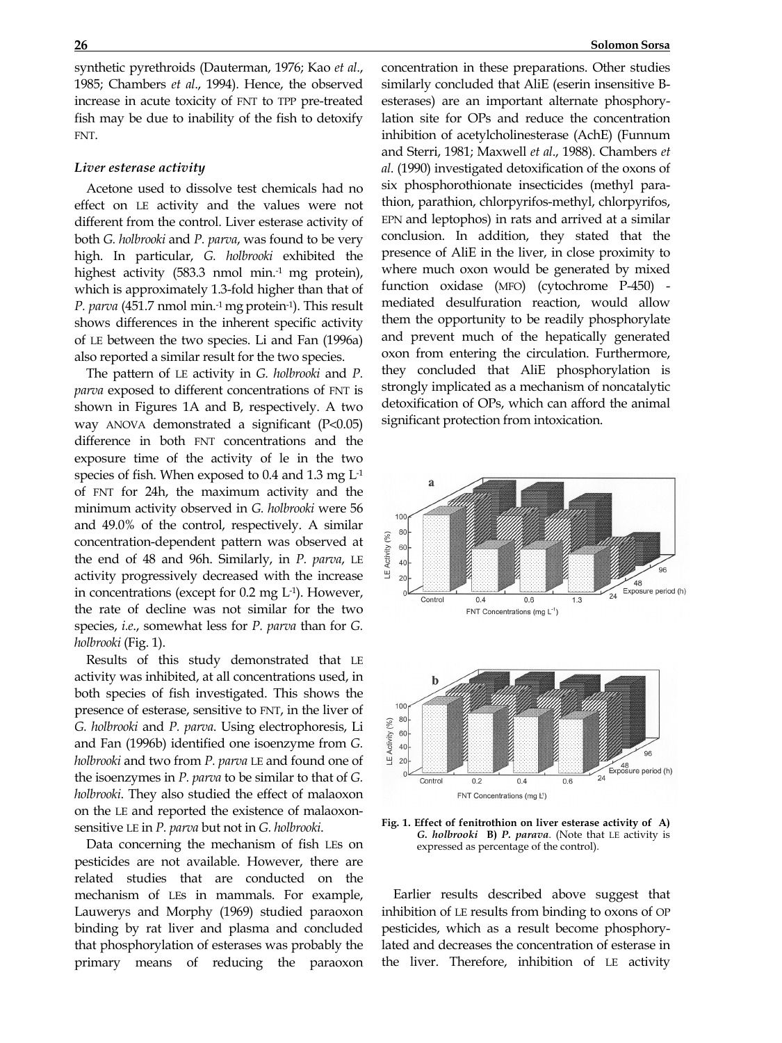synthetic pyrethroids (Dauterman, 1976; Kao *et al*., 1985; Chambers *et al*., 1994). Hence, the observed increase in acute toxicity of FNT to TPP pre-treated fish may be due to inability of the fish to detoxify FNT.

### *Liver esterase activity*

Acetone used to dissolve test chemicals had no effect on LE activity and the values were not different from the control. Liver esterase activity of both *G. holbrooki* and *P. parva*, was found to be very high. In particular, *G. holbrooki* exhibited the highest activity (583.3 nmol min.$^{-1}$ mg protein), which is approximately 1.3-fold higher than that of *P. parva* (451.7 nmol min.$^{-1}$ mg protein$^{-1}$). This result shows differences in the inherent specific activity of LE between the two species. Li and Fan (1996a) also reported a similar result for the two species.

The pattern of LE activity in *G. holbrooki* and *P. parva* exposed to different concentrations of FNT is shown in Figures 1A and B, respectively. A two way ANOVA demonstrated a significant ($P<0.05$) difference in both FNT concentrations and the exposure time of the activity of le in the two species of fish. When exposed to 0.4 and 1.3 mg L$^{-1}$ of FNT for 24h, the maximum activity and the minimum activity observed in *G. holbrooki* were 56 and 49.0% of the control, respectively. A similar concentration-dependent pattern was observed at the end of 48 and 96h. Similarly, in *P. parva*, LE activity progressively decreased with the increase in concentrations (except for 0.2 mg L$^{-1}$). However, the rate of decline was not similar for the two species, *i.e*., somewhat less for *P. parva* than for *G. holbrooki* (Fig. 1).

Results of this study demonstrated that LE activity was inhibited, at all concentrations used, in both species of fish investigated. This shows the presence of esterase, sensitive to FNT, in the liver of *G. holbrooki* and *P. parva*. Using electrophoresis, Li and Fan (1996b) identified one isoenzyme from *G. holbrooki* and two from *P. parva* LE and found one of the isoenzymes in *P. parva* to be similar to that of *G. holbrooki*. They also studied the effect of malaoxon on the LE and reported the existence of malaoxon-sensitive LE in *P. parva* but not in *G. holbrooki*.

Data concerning the mechanism of fish LEs on pesticides are not available. However, there are related studies that are conducted on the mechanism of LEs in mammals. For example, Lauwerys and Morphy (1969) studied paraoxon binding by rat liver and plasma and concluded that phosphorylation of esterases was probably the primary means of reducing the paraoxon concentration in these preparations. Other studies similarly concluded that AliE (eserin insensitive B-esterases) are an important alternate phosphorylation site for OPs and reduce the concentration inhibition of acetylcholinesterase (AchE) (Funnum and Sterri, 1981; Maxwell *et al*., 1988). Chambers *et al*. (1990) investigated detoxification of the oxons of six phosphorothionate insecticides (methyl parathion, parathion, chlorpyrifos-methyl, chlorpyrifos, EPN and leptophos) in rats and arrived at a similar conclusion. In addition, they stated that the presence of AliE in the liver, in close proximity to where much oxon would be generated by mixed function oxidase (MFO) (cytochrome P-450) - mediated desulfuration reaction, would allow them the opportunity to be readily phosphorylate and prevent much of the hepatically generated oxon from entering the circulation. Furthermore, they concluded that AliE phosphorylation is strongly implicated as a mechanism of noncatalytic detoxification of OPs, which can afford the animal significant protection from intoxication.

**Fig. 1. Effect of fenitrothion on liver esterase activity of A) *G. holbrooki* B) *P. parava*.** (Note that LE activity is expressed as percentage of the control).

Earlier results described above suggest that inhibition of LE results from binding to oxons of OP pesticides, which as a result become phosphorylated and decreases the concentration of esterase in the liver. Therefore, inhibition of LE activity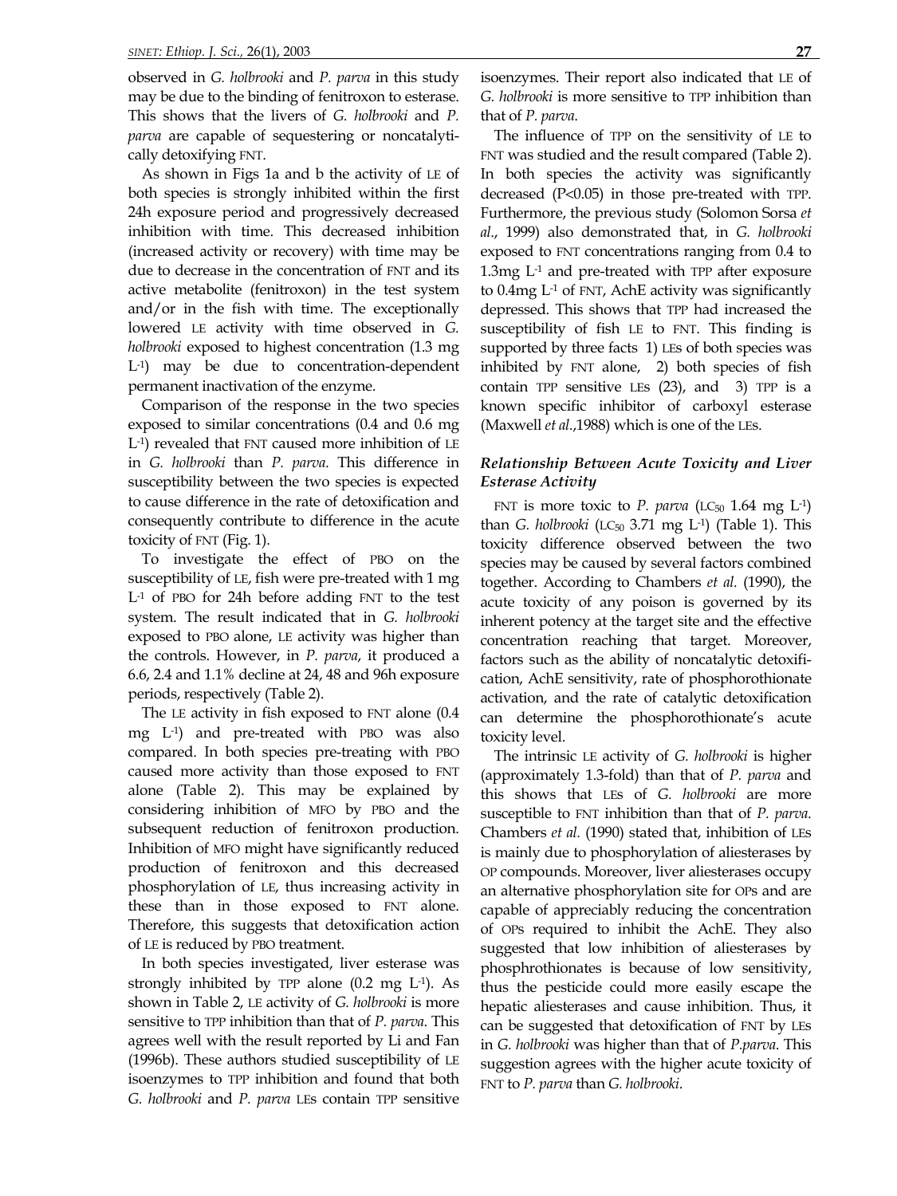observed in *G. holbrooki* and *P. parva* in this study may be due to the binding of fenitroxon to esterase. This shows that the livers of *G. holbrooki* and *P. parva* are capable of sequestering or noncatalytically detoxifying FNT.

As shown in Figs 1a and b the activity of LE of both species is strongly inhibited within the first 24h exposure period and progressively decreased inhibition with time. This decreased inhibition (increased activity or recovery) with time may be due to decrease in the concentration of FNT and its active metabolite (fenitroxon) in the test system and/or in the fish with time. The exceptionally lowered LE activity with time observed in *G. holbrooki* exposed to highest concentration (1.3 mg $L^{-1}$) may be due to concentration-dependent permanent inactivation of the enzyme.

Comparison of the response in the two species exposed to similar concentrations (0.4 and 0.6 mg $L^{-1}$) revealed that FNT caused more inhibition of LE in *G. holbrooki* than *P. parva*. This difference in susceptibility between the two species is expected to cause difference in the rate of detoxification and consequently contribute to difference in the acute toxicity of FNT (Fig. 1).

To investigate the effect of PBO on the susceptibility of LE, fish were pre-treated with 1 mg $L^{-1}$ of PBO for 24h before adding FNT to the test system. The result indicated that in *G. holbrooki* exposed to PBO alone, LE activity was higher than the controls. However, in *P. parva*, it produced a 6.6, 2.4 and 1.1% decline at 24, 48 and 96h exposure periods, respectively (Table 2).

The LE activity in fish exposed to FNT alone (0.4 mg $L^{-1}$) and pre-treated with PBO was also compared. In both species pre-treating with PBO caused more activity than those exposed to FNT alone (Table 2). This may be explained by considering inhibition of MFO by PBO and the subsequent reduction of fenitroxon production. Inhibition of MFO might have significantly reduced production of fenitroxon and this decreased phosphorylation of LE, thus increasing activity in these than in those exposed to FNT alone. Therefore, this suggests that detoxification action of LE is reduced by PBO treatment.

In both species investigated, liver esterase was strongly inhibited by TPP alone (0.2 mg $L^{-1}$). As shown in Table 2, LE activity of *G. holbrooki* is more sensitive to TPP inhibition than that of *P. parva*. This agrees well with the result reported by Li and Fan (1996b). These authors studied susceptibility of LE isoenzymes to TPP inhibition and found that both *G. holbrooki* and *P. parva* LEs contain TPP sensitive isoenzymes. Their report also indicated that LE of *G. holbrooki* is more sensitive to TPP inhibition than that of *P. parva*.

The influence of TPP on the sensitivity of LE to FNT was studied and the result compared (Table 2). In both species the activity was significantly decreased ($P<0.05$) in those pre-treated with TPP. Furthermore, the previous study (Solomon Sorsa *et al*., 1999) also demonstrated that, in *G. holbrooki* exposed to FNT concentrations ranging from 0.4 to 1.3mg $L^{-1}$ and pre-treated with TPP after exposure to 0.4mg $L^{-1}$ of FNT, AchE activity was significantly depressed. This shows that TPP had increased the susceptibility of fish LE to FNT. This finding is supported by three facts 1) LEs of both species was inhibited by FNT alone, 2) both species of fish contain TPP sensitive LEs (23), and 3) TPP is a known specific inhibitor of carboxyl esterase (Maxwell *et al.*,1988) which is one of the LEs.

### *Relationship Between Acute Toxicity and Liver Esterase Activity*

FNT is more toxic to *P. parva* ($LC_{50}$ 1.64 mg $L^{-1}$) than *G. holbrooki* ($LC_{50}$ 3.71 mg $L^{-1}$) (Table 1). This toxicity difference observed between the two species may be caused by several factors combined together. According to Chambers *et al.* (1990), the acute toxicity of any poison is governed by its inherent potency at the target site and the effective concentration reaching that target. Moreover, factors such as the ability of noncatalytic detoxification, AchE sensitivity, rate of phosphorothionate activation, and the rate of catalytic detoxification can determine the phosphorothionate's acute toxicity level.

The intrinsic LE activity of *G. holbrooki* is higher (approximately 1.3-fold) than that of *P. parva* and this shows that LEs of *G. holbrooki* are more susceptible to FNT inhibition than that of *P. parva*. Chambers *et al.* (1990) stated that, inhibition of LEs is mainly due to phosphorylation of aliesterases by OP compounds. Moreover, liver aliesterases occupy an alternative phosphorylation site for OPs and are capable of appreciably reducing the concentration of OPs required to inhibit the AchE. They also suggested that low inhibition of aliesterases by phosphrothionates is because of low sensitivity, thus the pesticide could more easily escape the hepatic aliesterases and cause inhibition. Thus, it can be suggested that detoxification of FNT by LEs in *G. holbrooki* was higher than that of *P.parva*. This suggestion agrees with the higher acute toxicity of FNT to *P. parva* than *G. holbrooki*.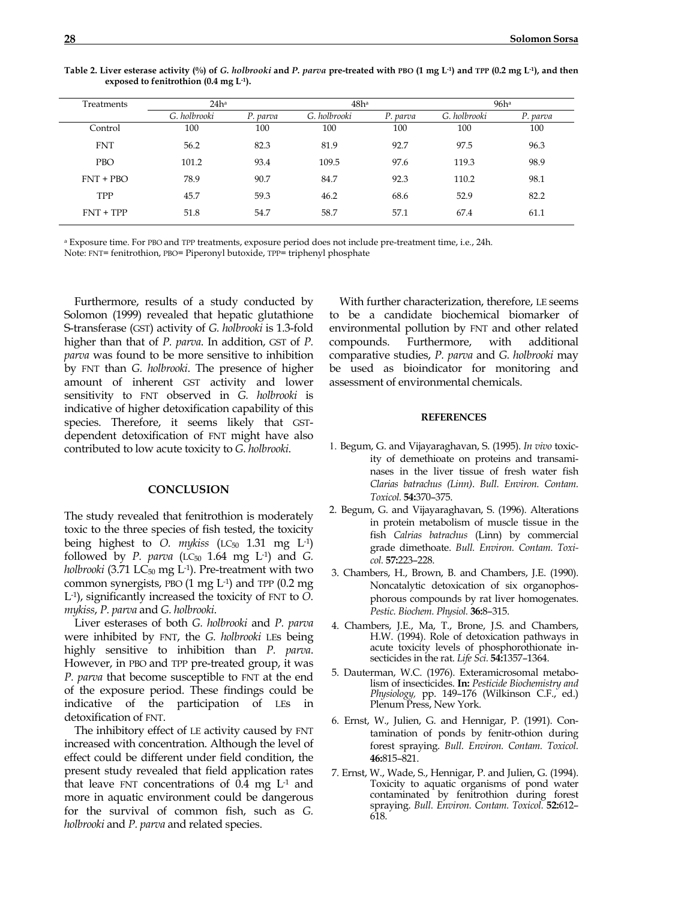**Table 2. Liver esterase activity (%) of *G. holbrooki* and *P. parva* pre-treated with PBO (1 mg $L^{-1}$) and TPP (0.2 mg $L^{-1}$), and then exposed to fenitrothion (0.4 mg $L^{-1}$).**

| Treatments | 24h[a] | | 48h[a] | | 96h[a] | |
|---|---|---|---|---|---|---|
| | *G. holbrooki* | *P. parva* | *G. holbrooki* | *P. parva* | *G. holbrooki* | *P. parva* |
| Control | 100 | 100 | 100 | 100 | 100 | 100 |
| FNT | 56.2 | 82.3 | 81.9 | 92.7 | 97.5 | 96.3 |
| PBO | 101.2 | 93.4 | 109.5 | 97.6 | 119.3 | 98.9 |
| FNT + PBO | 78.9 | 90.7 | 84.7 | 92.3 | 110.2 | 98.1 |
| TPP | 45.7 | 59.3 | 46.2 | 68.6 | 52.9 | 82.2 |
| FNT + TPP | 51.8 | 54.7 | 58.7 | 57.1 | 67.4 | 61.1 |

[a] Exposure time. For PBO and TPP treatments, exposure period does not include pre-treatment time, i.e., 24h.
Note: FNT= fenitrothion, PBO= Piperonyl butoxide, TPP= triphenyl phosphate

Furthermore, results of a study conducted by Solomon (1999) revealed that hepatic glutathione S-transferase (GST) activity of *G. holbrooki* is 1.3-fold higher than that of *P. parva*. In addition, GST of *P. parva* was found to be more sensitive to inhibition by FNT than *G. holbrooki*. The presence of higher amount of inherent GST activity and lower sensitivity to FNT observed in *G. holbrooki* is indicative of higher detoxification capability of this species. Therefore, it seems likely that GST-dependent detoxification of FNT might have also contributed to low acute toxicity to *G. holbrooki*.

## CONCLUSION

The study revealed that fenitrothion is moderately toxic to the three species of fish tested, the toxicity being highest to *O. mykiss* ($LC_{50}$ 1.31 mg $L^{-1}$) followed by *P. parva* ($LC_{50}$ 1.64 mg $L^{-1}$) and *G. holbrooki* (3.71 $LC_{50}$ mg $L^{-1}$). Pre-treatment with two common synergists, PBO (1 mg $L^{-1}$) and TPP (0.2 mg $L^{-1}$), significantly increased the toxicity of FNT to *O. mykiss*, *P. parva* and *G. holbrooki*.

Liver esterases of both *G. holbrooki* and *P. parva* were inhibited by FNT, the *G. holbrooki* LEs being highly sensitive to inhibition than *P. parva*. However, in PBO and TPP pre-treated group, it was *P. parva* that become susceptible to FNT at the end of the exposure period. These findings could be indicative of the participation of LEs in detoxification of FNT.

The inhibitory effect of LE activity caused by FNT increased with concentration. Although the level of effect could be different under field condition, the present study revealed that field application rates that leave FNT concentrations of 0.4 mg $L^{-1}$ and more in aquatic environment could be dangerous for the survival of common fish, such as *G. holbrooki* and *P. parva* and related species.

With further characterization, therefore, LE seems to be a candidate biochemical biomarker of environmental pollution by FNT and other related compounds. Furthermore, with additional comparative studies, *P. parva* and *G. holbrooki* may be used as bioindicator for monitoring and assessment of environmental chemicals.

## REFERENCES

1. Begum, G. and Vijayaraghavan, S. (1995). *In vivo* toxicity of demethioate on proteins and transaminases in the liver tissue of fresh water fish *Clarias batrachus (Linn)*. *Bull. Environ. Contam. Toxicol.* **54:**370–375.
2. Begum, G. and Vijayaraghavan, S. (1996). Alterations in protein metabolism of muscle tissue in the fish *Calrias batrachus* (Linn) by commercial grade dimethoate. *Bull. Environ. Contam. Toxicol.* **57:**223–228.
3. Chambers, H., Brown, B. and Chambers, J.E. (1990). Noncatalytic detoxication of six organophosphorous compounds by rat liver homogenates. *Pestic. Biochem. Physiol.* **36:**8–315.
4. Chambers, J.E., Ma, T., Brone, J.S. and Chambers, H.W. (1994). Role of detoxication pathways in acute toxicity levels of phosphorothionate insecticides in the rat. *Life Sci.* **54:**1357–1364.
5. Dauterman, W.C. (1976). Exteramicrosomal metabolism of insecticides. **In:** *Pesticide Biochemistry and Physiology,* pp. 149–176 (Wilkinson C.F., ed.) Plenum Press, New York.
6. Ernst, W., Julien, G. and Hennigar, P. (1991). Contamination of ponds by fenitr-othion during forest spraying. *Bull. Environ. Contam. Toxicol.* **46:**815–821.
7. Ernst, W., Wade, S., Hennigar, P. and Julien, G. (1994). Toxicity to aquatic organisms of pond water contaminated by fenitrothion during forest spraying. *Bull. Environ. Contam. Toxicol.* **52:**612–618.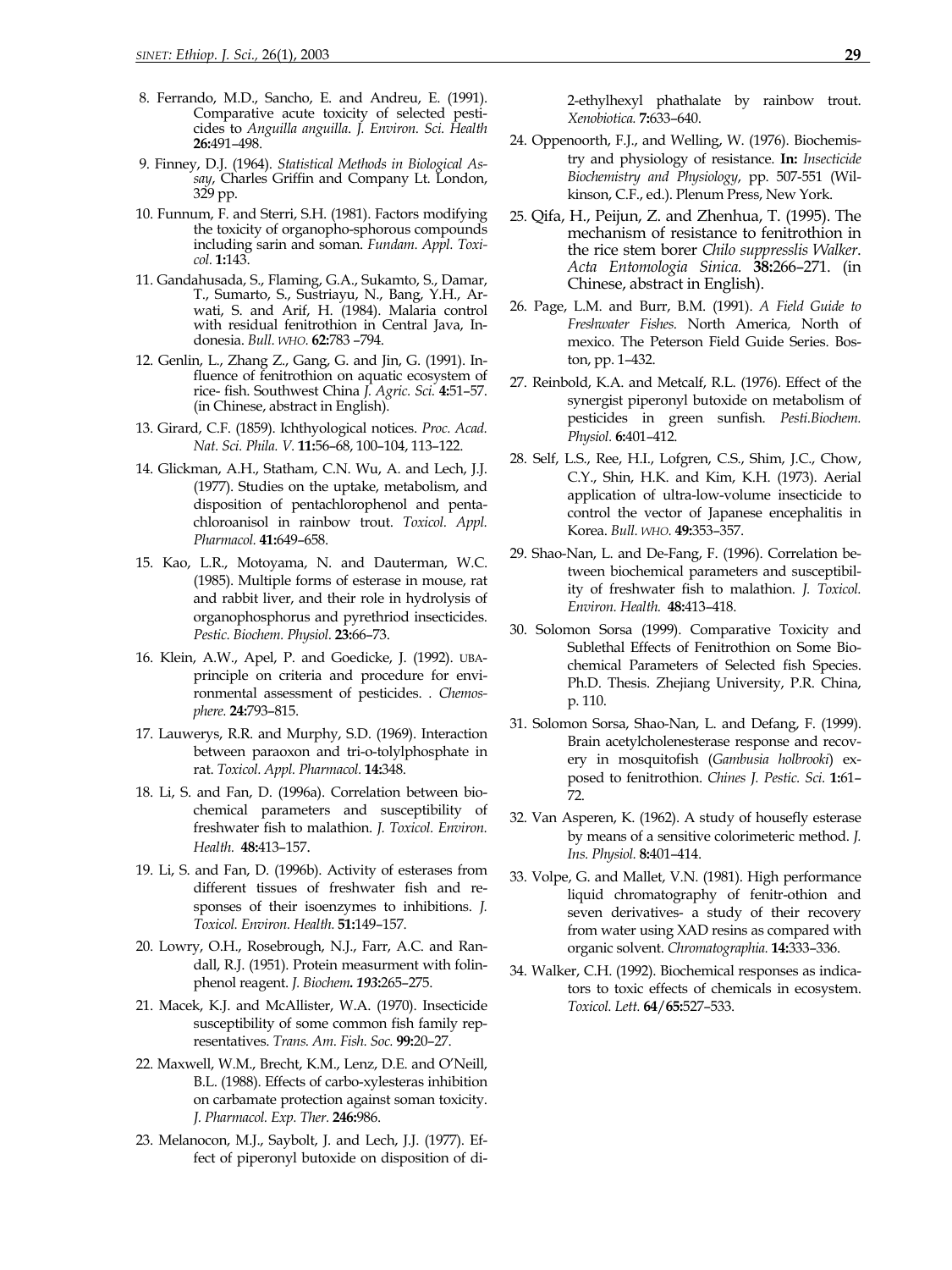8. Ferrando, M.D., Sancho, E. and Andreu, E. (1991). Comparative acute toxicity of selected pesticides to *Anguilla anguilla*. *J. Environ. Sci. Health* **26:**491–498.

9. Finney, D.J. (1964). *Statistical Methods in Biological Assay*, Charles Griffin and Company Lt. London, 329 pp.

10. Funnum, F. and Sterri, S.H. (1981). Factors modifying the toxicity of organopho-sphorous compounds including sarin and soman. *Fundam. Appl. Toxicol.* **1:**143.

11. Gandahusada, S., Flaming, G.A., Sukamto, S., Damar, T., Sumarto, S., Sustriayu, N., Bang, Y.H., Arwati, S. and Arif, H. (1984). Malaria control with residual fenitrothion in Central Java, Indonesia. *Bull. WHO.* **62:**783 –794.

12. Genlin, L., Zhang Z., Gang, G. and Jin, G. (1991). Influence of fenitrothion on aquatic ecosystem of rice- fish. Southwest China *J. Agric. Sci.* **4:**51–57. (in Chinese, abstract in English).

13. Girard, C.F. (1859). Ichthyological notices. *Proc. Acad. Nat. Sci. Phila. V.* **11:**56–68, 100–104, 113–122.

14. Glickman, A.H., Statham, C.N. Wu, A. and Lech, J.J. (1977). Studies on the uptake, metabolism, and disposition of pentachlorophenol and pentachloroanisol in rainbow trout. *Toxicol. Appl. Pharmacol.* **41:**649–658.

15. Kao, L.R., Motoyama, N. and Dauterman, W.C. (1985). Multiple forms of esterase in mouse, rat and rabbit liver, and their role in hydrolysis of organophosphorus and pyrethroid insecticides. *Pestic. Biochem. Physiol.* **23:**66–73.

16. Klein, A.W., Apel, P. and Goedicke, J. (1992). UBA-principle on criteria and procedure for environmental assessment of pesticides. . *Chemosphere.* **24:**793–815.

17. Lauwerys, R.R. and Murphy, S.D. (1969). Interaction between paraoxon and tri-o-tolylphosphate in rat. *Toxicol. Appl. Pharmacol.* **14:**348.

18. Li, S. and Fan, D. (1996a). Correlation between biochemical parameters and susceptibility of freshwater fish to malathion. *J. Toxicol. Environ. Health.* **48:**413–157.

19. Li, S. and Fan, D. (1996b). Activity of esterases from different tissues of freshwater fish and responses of their isoenzymes to inhibitions. *J. Toxicol. Environ. Health.* **51:**149–157.

20. Lowry, O.H., Rosebrough, N.J., Farr, A.C. and Randall, R.J. (1951). Protein measurment with folinphenol reagent. *J. Biochem.* ***193*****:**265–275.

21. Macek, K.J. and McAllister, W.A. (1970). Insecticide susceptibility of some common fish family representatives. *Trans. Am. Fish. Soc.* **99:**20–27.

22. Maxwell, W.M., Brecht, K.M., Lenz, D.E. and O'Neill, B.L. (1988). Effects of carbo-xylesteras inhibition on carbamate protection against soman toxicity. *J. Pharmacol. Exp. Ther.* **246:**986.

23. Melanocon, M.J., Saybolt, J. and Lech, J.J. (1977). Effect of piperonyl butoxide on disposition of di-2-ethylhexyl phathalate by rainbow trout. *Xenobiotica.* **7:**633–640.

24. Oppenoorth, F.J., and Welling, W. (1976). Biochemistry and physiology of resistance. **In:** *Insecticide Biochemistry and Physiology*, pp. 507-551 (Wilkinson, C.F., ed.). Plenum Press, New York.

25. Qifa, H., Peijun, Z. and Zhenhua, T. (1995). The mechanism of resistance to fenitrothion in the rice stem borer *Chilo suppresslis Walker*. *Acta Entomologia Sinica.* **38:**266–271. (in Chinese, abstract in English).

26. Page, L.M. and Burr, B.M. (1991). *A Field Guide to Freshwater Fishes.* North America, North of mexico. The Peterson Field Guide Series. Boston, pp. 1–432.

27. Reinbold, K.A. and Metcalf, R.L. (1976). Effect of the synergist piperonyl butoxide on metabolism of pesticides in green sunfish. *Pesti.Biochem. Physiol.* **6:**401–412.

28. Self, L.S., Ree, H.I., Lofgren, C.S., Shim, J.C., Chow, C.Y., Shin, H.K. and Kim, K.H. (1973). Aerial application of ultra-low-volume insecticide to control the vector of Japanese encephalitis in Korea. *Bull. WHO.* **49:**353–357.

29. Shao-Nan, L. and De-Fang, F. (1996). Correlation between biochemical parameters and susceptibility of freshwater fish to malathion. *J. Toxicol. Environ. Health.* **48:**413–418.

30. Solomon Sorsa (1999). Comparative Toxicity and Sublethal Effects of Fenitrothion on Some Biochemical Parameters of Selected fish Species. Ph.D. Thesis. Zhejiang University, P.R. China, p. 110.

31. Solomon Sorsa, Shao-Nan, L. and Defang, F. (1999). Brain acetylcholenesterase response and recovery in mosquitofish (*Gambusia holbrooki*) exposed to fenitrothion. *Chines J. Pestic. Sci.* **1:**61–72.

32. Van Asperen, K. (1962). A study of housefly esterase by means of a sensitive colorimeteric method. *J. Ins. Physiol.* **8:**401–414.

33. Volpe, G. and Mallet, V.N. (1981). High performance liquid chromatography of fenitr-othion and seven derivatives- a study of their recovery from water using XAD resins as compared with organic solvent. *Chromatographia.* **14:**333–336.

34. Walker, C.H. (1992). Biochemical responses as indicators to toxic effects of chemicals in ecosystem. *Toxicol. Lett.* **64/65:**527–533.